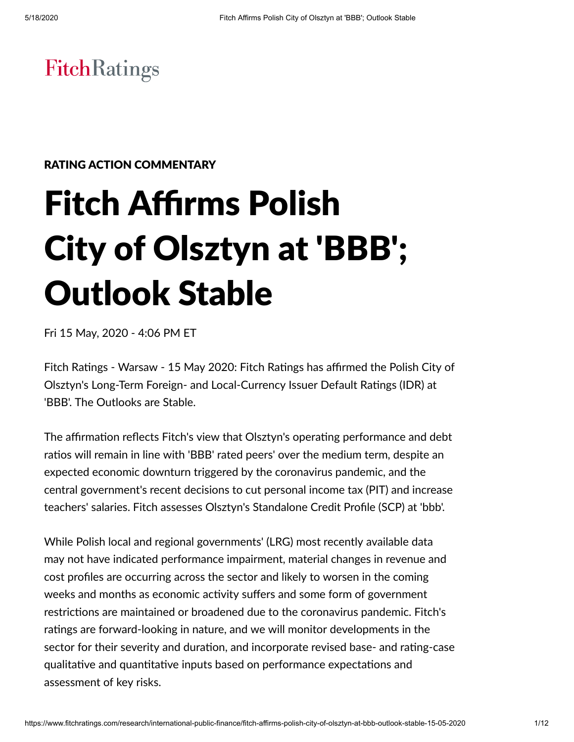FitchRatings

RATING ACTION COMMENTARY

# Fitch Affirms Polish City of Olsztyn at 'BBB'; Outlook Stable

Fri 15 May, 2020 - 4:06 PM ET

Fitch Ratings - Warsaw - 15 May 2020: Fitch Ratings has affirmed the Polish City of Olsztyn's Long-Term Foreign- and Local-Currency Issuer Default Ratings (IDR) at 'BBB'. The Outlooks are Stable.

The affirmation reflects Fitch's view that Olsztyn's operating performance and debt ratios will remain in line with 'BBB' rated peers' over the medium term, despite an expected economic downturn triggered by the coronavirus pandemic, and the central government's recent decisions to cut personal income tax (PIT) and increase teachers' salaries. Fitch assesses Olsztyn's Standalone Credit Profile (SCP) at 'bbb'.

While Polish local and regional governments' (LRG) most recently available data may not have indicated performance impairment, material changes in revenue and cost profiles are occurring across the sector and likely to worsen in the coming weeks and months as economic activity suffers and some form of government restrictions are maintained or broadened due to the coronavirus pandemic. Fitch's ratings are forward-looking in nature, and we will monitor developments in the sector for their severity and duration, and incorporate revised base- and rating-case qualitative and quantitative inputs based on performance expectations and assessment of key risks.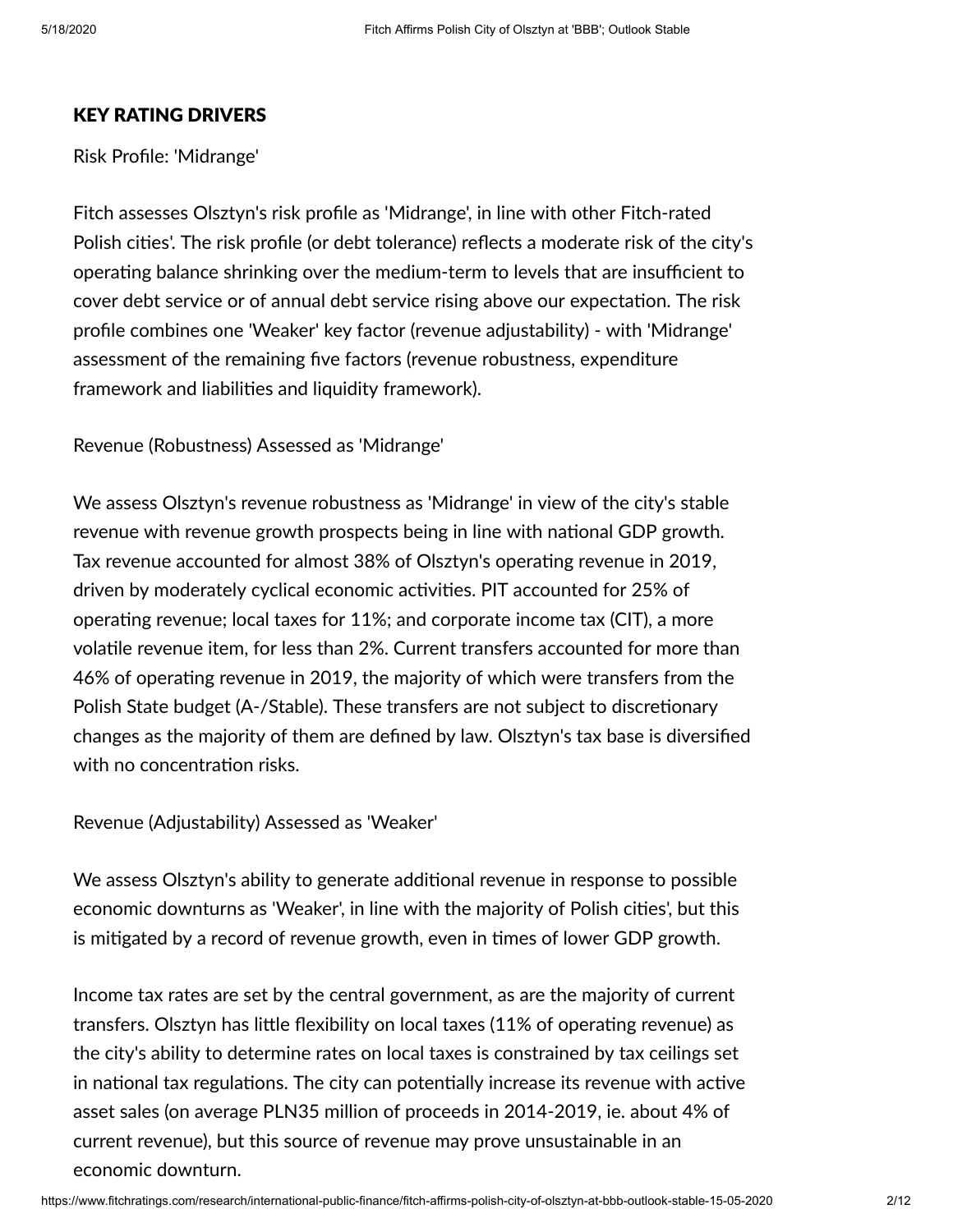## KEY RATING DRIVERS

Risk Profile: 'Midrange'

Fitch assesses Olsztyn's risk profile as 'Midrange', in line with other Fitch-rated Polish cities'. The risk profile (or debt tolerance) reflects a moderate risk of the city's operating balance shrinking over the medium-term to levels that are insufficient to cover debt service or of annual debt service rising above our expectation. The risk profile combines one 'Weaker' key factor (revenue adjustability) - with 'Midrange' assessment of the remaining five factors (revenue robustness, expenditure framework and liabilities and liquidity framework).

Revenue (Robustness) Assessed as 'Midrange'

We assess Olsztyn's revenue robustness as 'Midrange' in view of the city's stable revenue with revenue growth prospects being in line with national GDP growth. Tax revenue accounted for almost 38% of Olsztyn's operating revenue in 2019, driven by moderately cyclical economic activities. PIT accounted for 25% of operating revenue; local taxes for 11%; and corporate income tax (CIT), a more volatile revenue item, for less than 2%. Current transfers accounted for more than 46% of operating revenue in 2019, the majority of which were transfers from the Polish State budget (A-/Stable). These transfers are not subject to discretionary changes as the majority of them are defined by law. Olsztyn's tax base is diversified with no concentration risks.

Revenue (Adjustability) Assessed as 'Weaker'

We assess Olsztyn's ability to generate additional revenue in response to possible economic downturns as 'Weaker', in line with the majority of Polish cities', but this is mitigated by a record of revenue growth, even in times of lower GDP growth.

Income tax rates are set by the central government, as are the majority of current transfers. Olsztyn has little flexibility on local taxes (11% of operating revenue) as the city's ability to determine rates on local taxes is constrained by tax ceilings set in national tax regulations. The city can potentially increase its revenue with active asset sales (on average PLN35 million of proceeds in 2014-2019, ie. about 4% of current revenue), but this source of revenue may prove unsustainable in an economic downturn.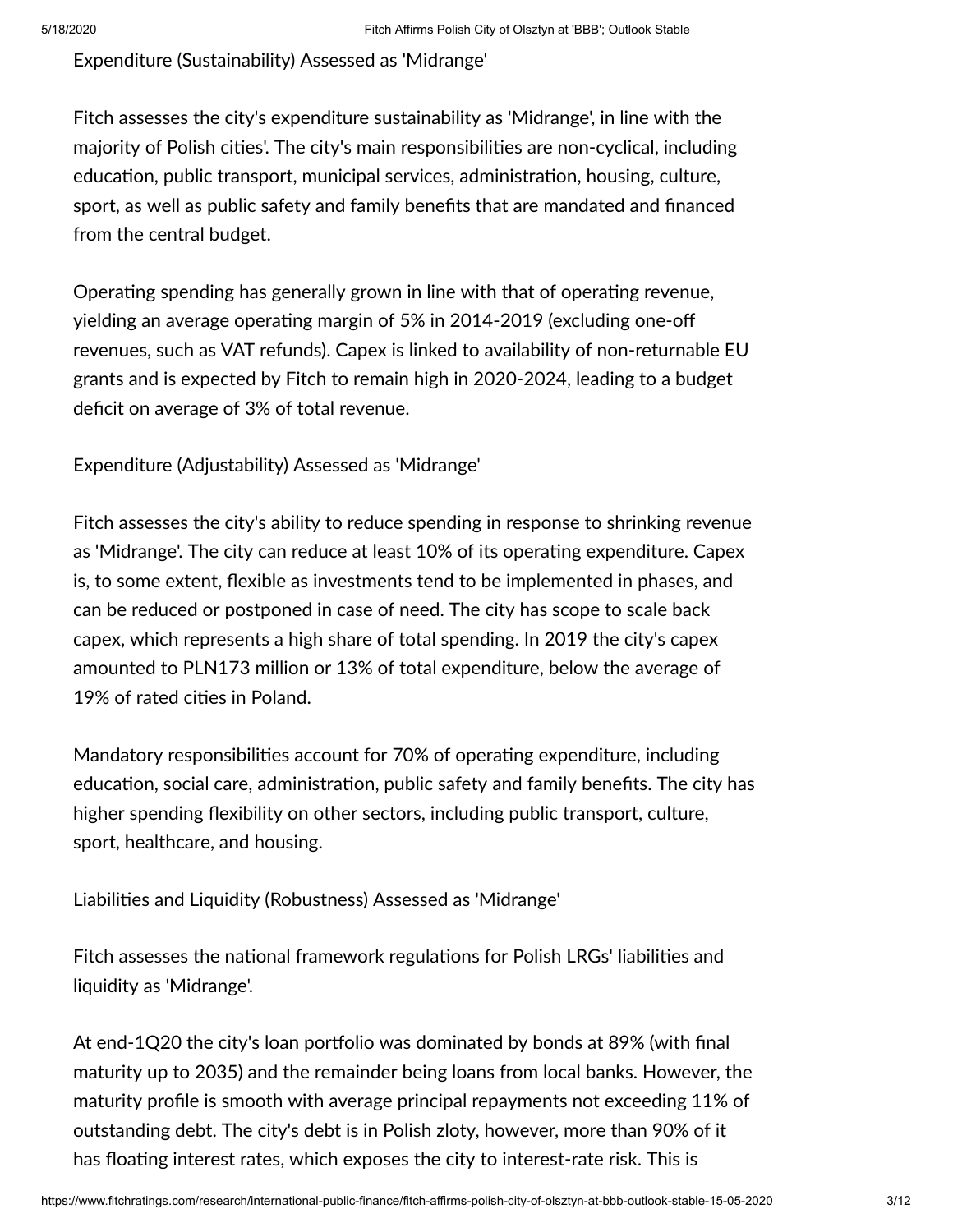Expenditure (Sustainability) Assessed as 'Midrange'

Fitch assesses the city's expenditure sustainability as 'Midrange', in line with the majority of Polish cities'. The city's main responsibilities are non-cyclical, including education, public transport, municipal services, administration, housing, culture, sport, as well as public safety and family benefits that are mandated and financed from the central budget.

Operating spending has generally grown in line with that of operating revenue, yielding an average operating margin of 5% in 2014-2019 (excluding one-off revenues, such as VAT refunds). Capex is linked to availability of non-returnable EU grants and is expected by Fitch to remain high in 2020-2024, leading to a budget deficit on average of 3% of total revenue.

Expenditure (Adjustability) Assessed as 'Midrange'

Fitch assesses the city's ability to reduce spending in response to shrinking revenue as 'Midrange'. The city can reduce at least 10% of its operating expenditure. Capex is, to some extent, flexible as investments tend to be implemented in phases, and can be reduced or postponed in case of need. The city has scope to scale back capex, which represents a high share of total spending. In 2019 the city's capex amounted to PLN173 million or 13% of total expenditure, below the average of 19% of rated cities in Poland.

Mandatory responsibilities account for 70% of operating expenditure, including education, social care, administration, public safety and family benefits. The city has higher spending flexibility on other sectors, including public transport, culture, sport, healthcare, and housing.

Liabilities and Liquidity (Robustness) Assessed as 'Midrange'

Fitch assesses the national framework regulations for Polish LRGs' liabilities and liquidity as 'Midrange'.

At end-1Q20 the city's loan portfolio was dominated by bonds at 89% (with final maturity up to 2035) and the remainder being loans from local banks. However, the maturity profile is smooth with average principal repayments not exceeding 11% of outstanding debt. The city's debt is in Polish zloty, however, more than 90% of it has floating interest rates, which exposes the city to interest-rate risk. This is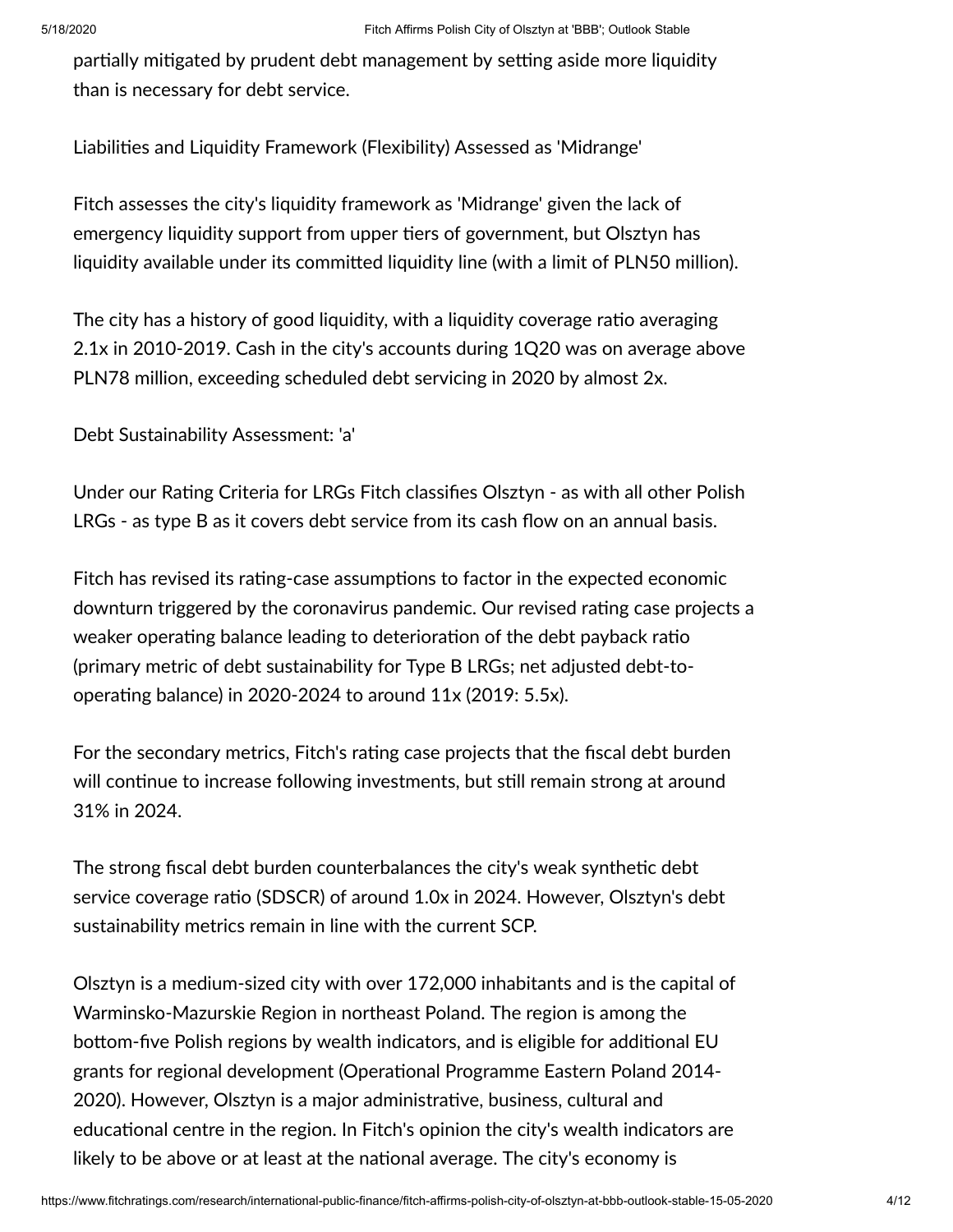partially mitigated by prudent debt management by setting aside more liquidity than is necessary for debt service.

Liabilities and Liquidity Framework (Flexibility) Assessed as 'Midrange'

Fitch assesses the city's liquidity framework as 'Midrange' given the lack of emergency liquidity support from upper tiers of government, but Olsztyn has liquidity available under its committed liquidity line (with a limit of PLN50 million).

The city has a history of good liquidity, with a liquidity coverage ratio averaging 2.1x in 2010-2019. Cash in the city's accounts during 1Q20 was on average above PLN78 million, exceeding scheduled debt servicing in 2020 by almost 2x.

Debt Sustainability Assessment: 'a'

Under our Rating Criteria for LRGs Fitch classifies Olsztyn - as with all other Polish LRGs - as type B as it covers debt service from its cash flow on an annual basis.

Fitch has revised its rating-case assumptions to factor in the expected economic downturn triggered by the coronavirus pandemic. Our revised rating case projects a weaker operating balance leading to deterioration of the debt payback ratio (primary metric of debt sustainability for Type B LRGs; net adjusted debt-to-operating balance) in 2020-2024 to around 11x (2019: 5.5x).

For the secondary metrics, Fitch's rating case projects that the fiscal debt burden will continue to increase following investments, but still remain strong at around 31% in 2024.

The strong fiscal debt burden counterbalances the city's weak synthetic debt service coverage ratio (SDSCR) of around 1.0x in 2024. However, Olsztyn's debt sustainability metrics remain in line with the current SCP.

Olsztyn is a medium-sized city with over 172,000 inhabitants and is the capital of Warminsko-Mazurskie Region in northeast Poland. The region is among the bottom-five Polish regions by wealth indicators, and is eligible for additional EU grants for regional development (Operational Programme Eastern Poland 2014-2020). However, Olsztyn is a major administrative, business, cultural and educational centre in the region. In Fitch's opinion the city's wealth indicators are likely to be above or at least at the national average. The city's economy is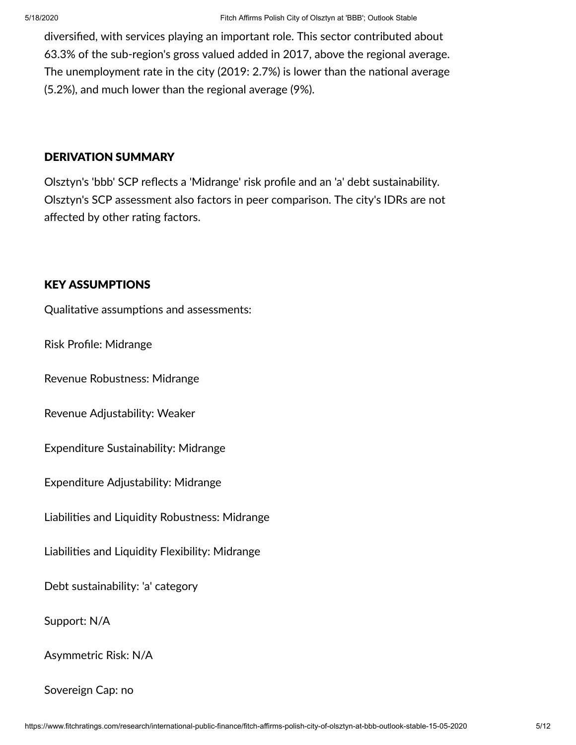diversified, with services playing an important role. This sector contributed about 63.3% of the sub-region's gross valued added in 2017, above the regional average. The unemployment rate in the city (2019: 2.7%) is lower than the national average (5.2%), and much lower than the regional average (9%).

## DERIVATION SUMMARY

Olsztyn's 'bbb' SCP reflects a 'Midrange' risk profile and an 'a' debt sustainability. Olsztyn's SCP assessment also factors in peer comparison. The city's IDRs are not affected by other rating factors.

## KEY ASSUMPTIONS

Qualitative assumptions and assessments:

Risk Profile: Midrange

Revenue Robustness: Midrange

Revenue Adjustability: Weaker

Expenditure Sustainability: Midrange

Expenditure Adjustability: Midrange

Liabilities and Liquidity Robustness: Midrange

Liabilities and Liquidity Flexibility: Midrange

Debt sustainability: 'a' category

Support: N/A

Asymmetric Risk: N/A

Sovereign Cap: no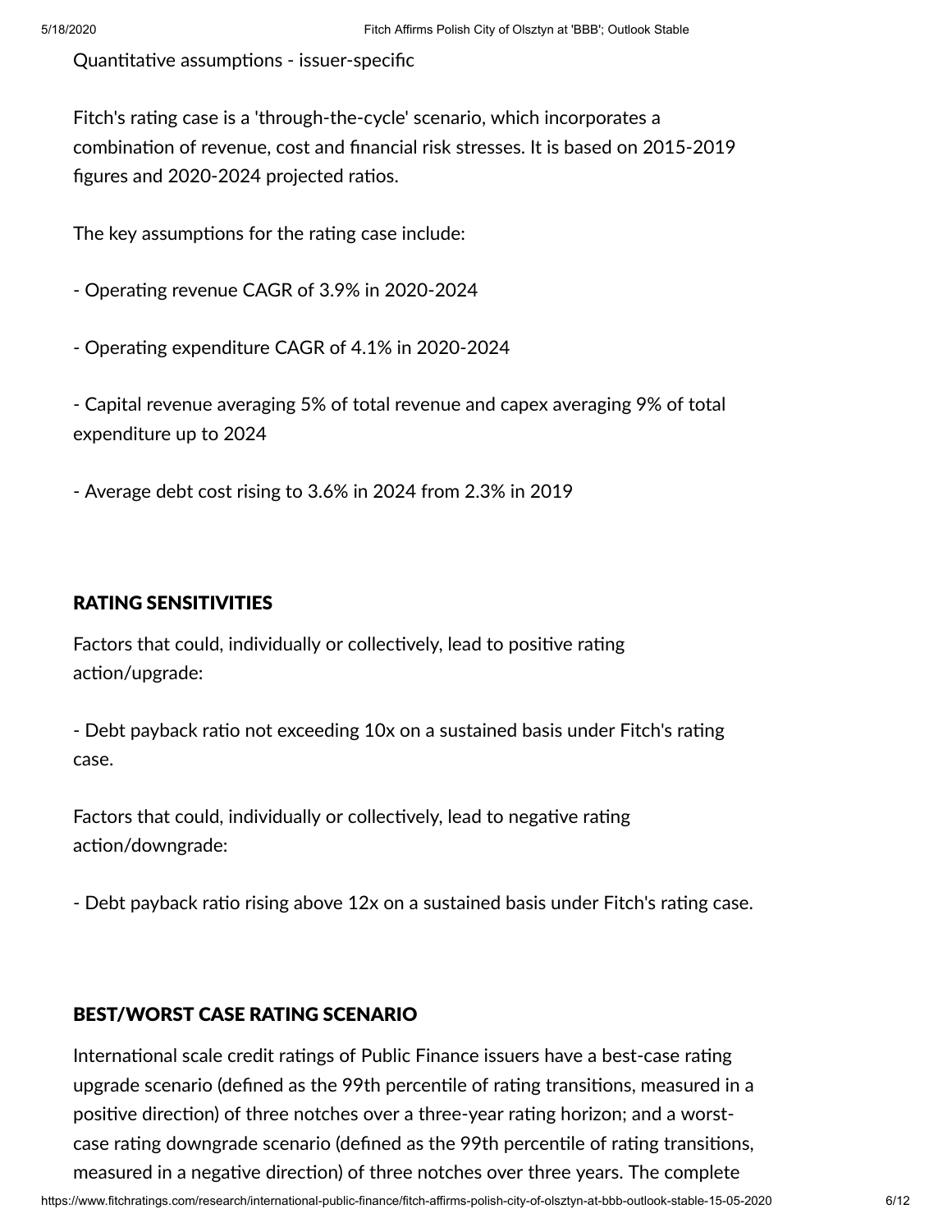Quantitative assumptions - issuer-specific

Fitch's rating case is a 'through-the-cycle' scenario, which incorporates a combination of revenue, cost and financial risk stresses. It is based on 2015-2019 figures and 2020-2024 projected ratios.

The key assumptions for the rating case include:

- Operating revenue CAGR of 3.9% in 2020-2024

- Operating expenditure CAGR of 4.1% in 2020-2024

- Capital revenue averaging 5% of total revenue and capex averaging 9% of total expenditure up to 2024

- Average debt cost rising to 3.6% in 2024 from 2.3% in 2019

## RATING SENSITIVITIES

Factors that could, individually or collectively, lead to positive rating action/upgrade:

- Debt payback ratio not exceeding 10x on a sustained basis under Fitch's rating case.

Factors that could, individually or collectively, lead to negative rating action/downgrade:

- Debt payback ratio rising above 12x on a sustained basis under Fitch's rating case.

## BEST/WORST CASE RATING SCENARIO

International scale credit ratings of Public Finance issuers have a best-case rating upgrade scenario (defined as the 99th percentile of rating transitions, measured in a positive direction) of three notches over a three-year rating horizon; and a worst-case rating downgrade scenario (defined as the 99th percentile of rating transitions, measured in a negative direction) of three notches over three years. The complete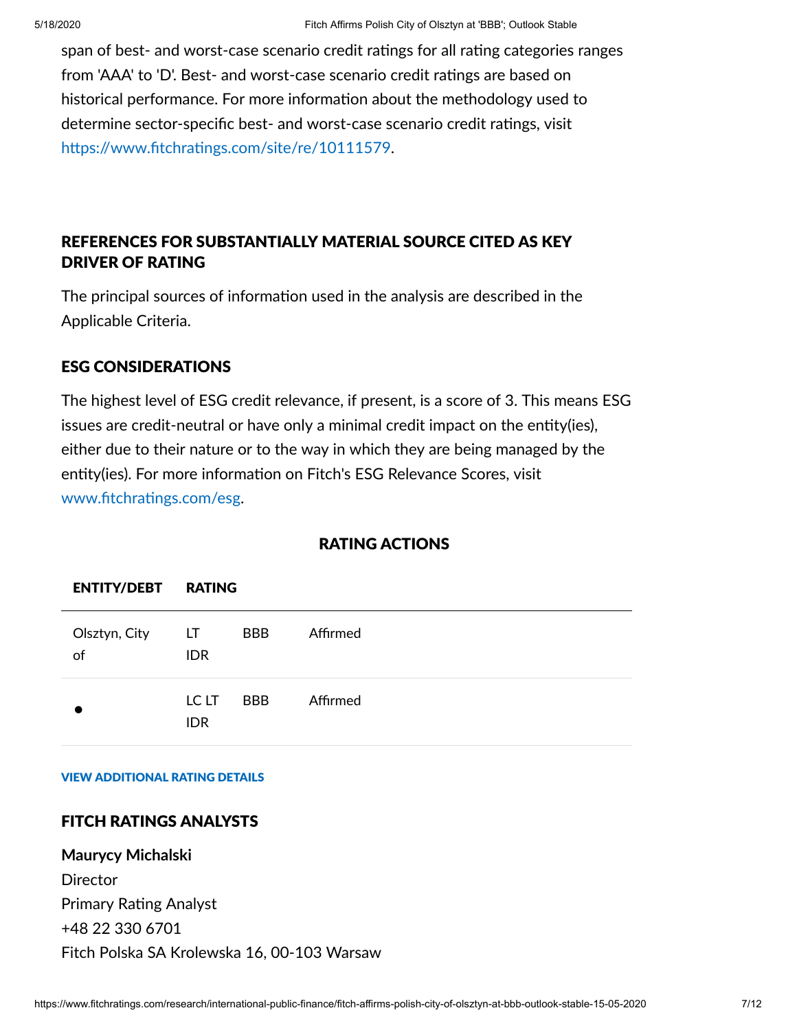span of best- and worst-case scenario credit ratings for all rating categories ranges from 'AAA' to 'D'. Best- and worst-case scenario credit ratings are based on historical performance. For more information about the methodology used to determine sector-specific best- and worst-case scenario credit ratings, visit https://www.fitchratings.com/site/re/10111579.

## REFERENCES FOR SUBSTANTIALLY MATERIAL SOURCE CITED AS KEY DRIVER OF RATING

The principal sources of information used in the analysis are described in the Applicable Criteria.

## ESG CONSIDERATIONS

The highest level of ESG credit relevance, if present, is a score of 3. This means ESG issues are credit-neutral or have only a minimal credit impact on the entity(ies), either due to their nature or to the way in which they are being managed by the entity(ies). For more information on Fitch's ESG Relevance Scores, visit www.fitchratings.com/esg.

## RATING ACTIONS

| ENTITY/DEBT | RATING | | |
|---|---|---|---|
| Olsztyn, City of | LT IDR | BBB | Affirmed |
| • | LC LT IDR | BBB | Affirmed |

**VIEW ADDITIONAL RATING DETAILS**

## FITCH RATINGS ANALYSTS

**Maurycy Michalski**
Director
Primary Rating Analyst
+48 22 330 6701
Fitch Polska SA Krolewska 16, 00-103 Warsaw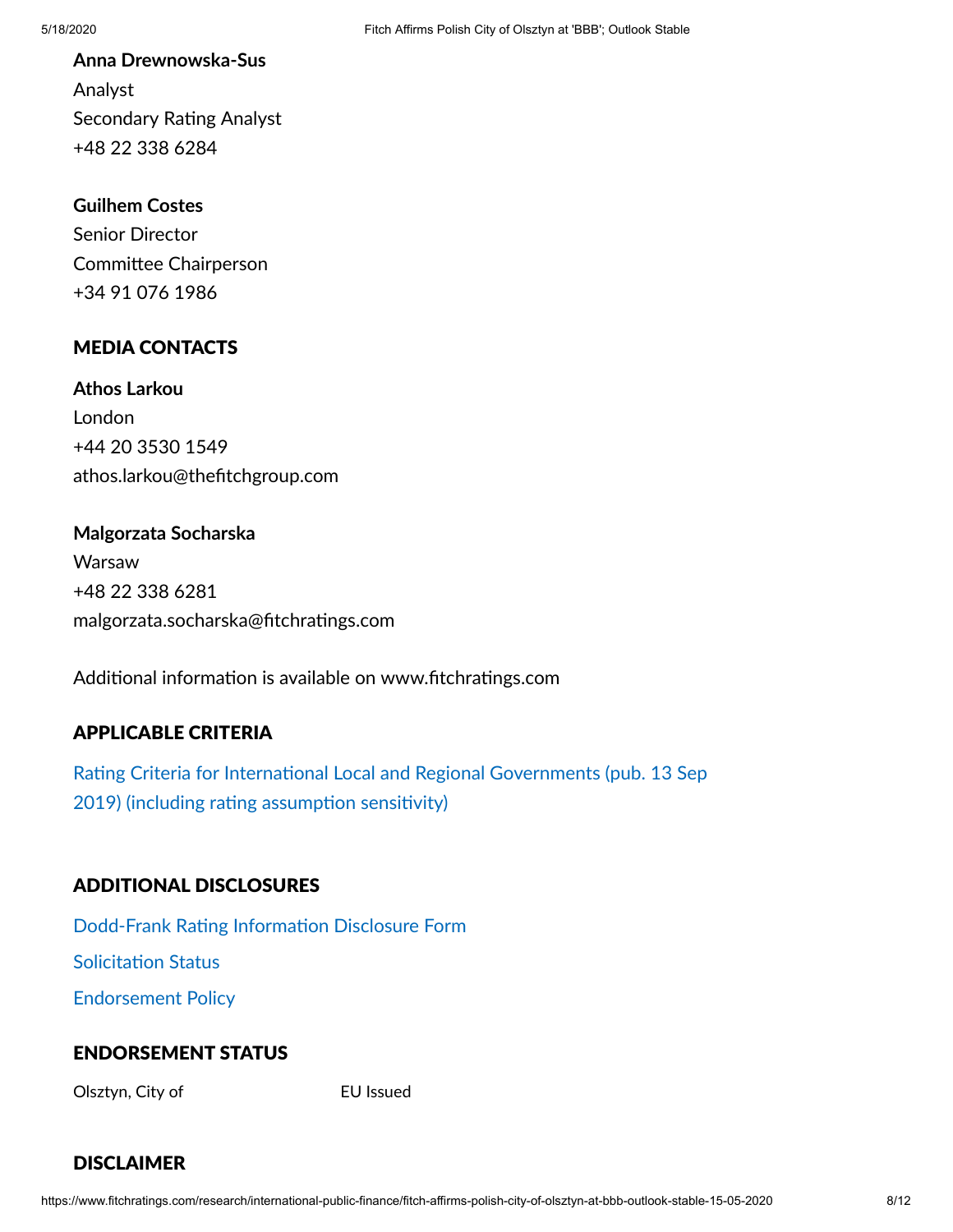**Anna Drewnowska-Sus**
Analyst
Secondary Rating Analyst
+48 22 338 6284

**Guilhem Costes**
Senior Director
Committee Chairperson
+34 91 076 1986

## MEDIA CONTACTS

**Athos Larkou**
London
+44 20 3530 1549
athos.larkou@thefitchgroup.com

**Malgorzata Socharska**
Warsaw
+48 22 338 6281
malgorzata.socharska@fitchratings.com

Additional information is available on www.fitchratings.com

## APPLICABLE CRITERIA

Rating Criteria for International Local and Regional Governments (pub. 13 Sep 2019) (including rating assumption sensitivity)

## ADDITIONAL DISCLOSURES

Dodd-Frank Rating Information Disclosure Form

Solicitation Status

Endorsement Policy

## ENDORSEMENT STATUS

| | |
|---|---|
| Olsztyn, City of | EU Issued |

## DISCLAIMER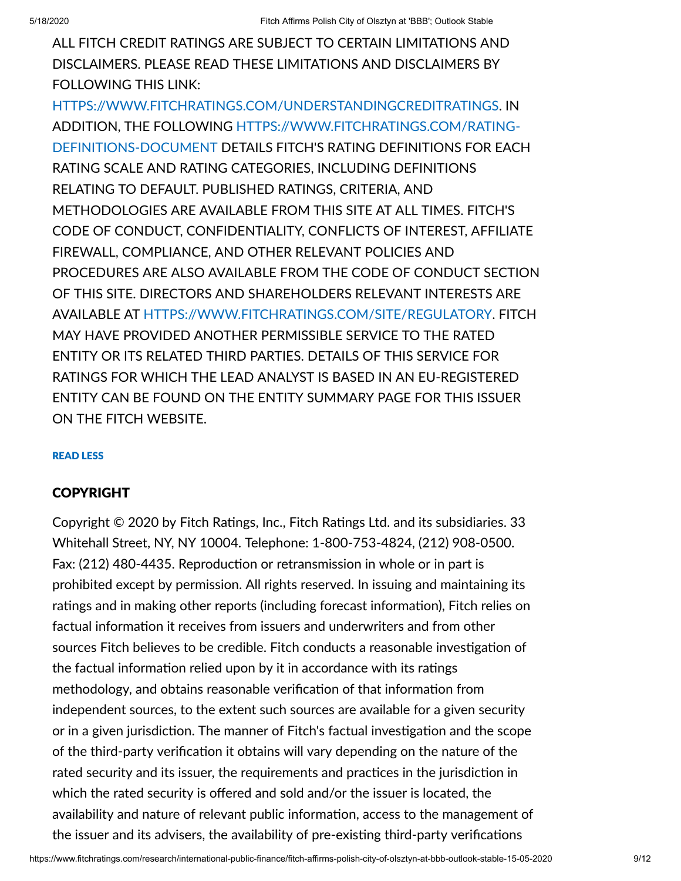ALL FITCH CREDIT RATINGS ARE SUBJECT TO CERTAIN LIMITATIONS AND DISCLAIMERS. PLEASE READ THESE LIMITATIONS AND DISCLAIMERS BY FOLLOWING THIS LINK: HTTPS://WWW.FITCHRATINGS.COM/UNDERSTANDINGCREDITRATINGS. IN ADDITION, THE FOLLOWING HTTPS://WWW.FITCHRATINGS.COM/RATING-DEFINITIONS-DOCUMENT DETAILS FITCH'S RATING DEFINITIONS FOR EACH RATING SCALE AND RATING CATEGORIES, INCLUDING DEFINITIONS RELATING TO DEFAULT. PUBLISHED RATINGS, CRITERIA, AND METHODOLOGIES ARE AVAILABLE FROM THIS SITE AT ALL TIMES. FITCH'S CODE OF CONDUCT, CONFIDENTIALITY, CONFLICTS OF INTEREST, AFFILIATE FIREWALL, COMPLIANCE, AND OTHER RELEVANT POLICIES AND PROCEDURES ARE ALSO AVAILABLE FROM THE CODE OF CONDUCT SECTION OF THIS SITE. DIRECTORS AND SHAREHOLDERS RELEVANT INTERESTS ARE AVAILABLE AT HTTPS://WWW.FITCHRATINGS.COM/SITE/REGULATORY. FITCH MAY HAVE PROVIDED ANOTHER PERMISSIBLE SERVICE TO THE RATED ENTITY OR ITS RELATED THIRD PARTIES. DETAILS OF THIS SERVICE FOR RATINGS FOR WHICH THE LEAD ANALYST IS BASED IN AN EU-REGISTERED ENTITY CAN BE FOUND ON THE ENTITY SUMMARY PAGE FOR THIS ISSUER ON THE FITCH WEBSITE.

READ LESS

## COPYRIGHT

Copyright © 2020 by Fitch Ratings, Inc., Fitch Ratings Ltd. and its subsidiaries. 33 Whitehall Street, NY, NY 10004. Telephone: 1-800-753-4824, (212) 908-0500. Fax: (212) 480-4435. Reproduction or retransmission in whole or in part is prohibited except by permission. All rights reserved. In issuing and maintaining its ratings and in making other reports (including forecast information), Fitch relies on factual information it receives from issuers and underwriters and from other sources Fitch believes to be credible. Fitch conducts a reasonable investigation of the factual information relied upon by it in accordance with its ratings methodology, and obtains reasonable verification of that information from independent sources, to the extent such sources are available for a given security or in a given jurisdiction. The manner of Fitch's factual investigation and the scope of the third-party verification it obtains will vary depending on the nature of the rated security and its issuer, the requirements and practices in the jurisdiction in which the rated security is offered and sold and/or the issuer is located, the availability and nature of relevant public information, access to the management of the issuer and its advisers, the availability of pre-existing third-party verifications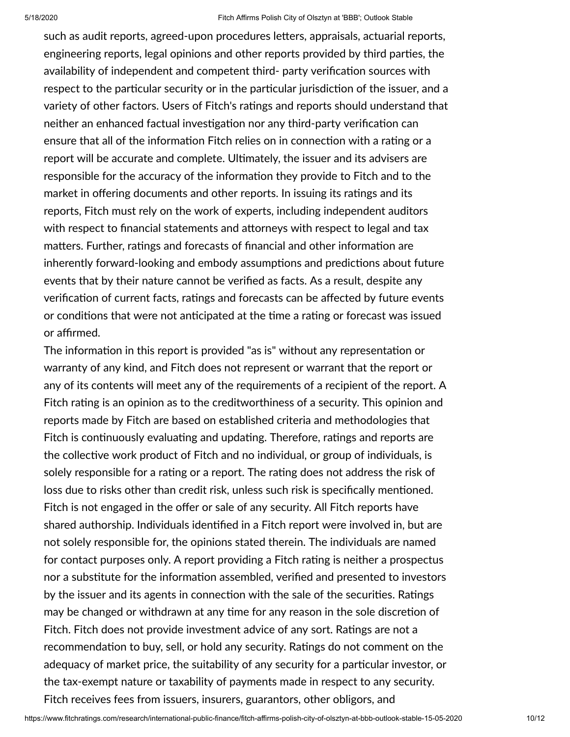such as audit reports, agreed-upon procedures letters, appraisals, actuarial reports, engineering reports, legal opinions and other reports provided by third parties, the availability of independent and competent third- party verification sources with respect to the particular security or in the particular jurisdiction of the issuer, and a variety of other factors. Users of Fitch's ratings and reports should understand that neither an enhanced factual investigation nor any third-party verification can ensure that all of the information Fitch relies on in connection with a rating or a report will be accurate and complete. Ultimately, the issuer and its advisers are responsible for the accuracy of the information they provide to Fitch and to the market in offering documents and other reports. In issuing its ratings and its reports, Fitch must rely on the work of experts, including independent auditors with respect to financial statements and attorneys with respect to legal and tax matters. Further, ratings and forecasts of financial and other information are inherently forward-looking and embody assumptions and predictions about future events that by their nature cannot be verified as facts. As a result, despite any verification of current facts, ratings and forecasts can be affected by future events or conditions that were not anticipated at the time a rating or forecast was issued or affirmed.

The information in this report is provided "as is" without any representation or warranty of any kind, and Fitch does not represent or warrant that the report or any of its contents will meet any of the requirements of a recipient of the report. A Fitch rating is an opinion as to the creditworthiness of a security. This opinion and reports made by Fitch are based on established criteria and methodologies that Fitch is continuously evaluating and updating. Therefore, ratings and reports are the collective work product of Fitch and no individual, or group of individuals, is solely responsible for a rating or a report. The rating does not address the risk of loss due to risks other than credit risk, unless such risk is specifically mentioned. Fitch is not engaged in the offer or sale of any security. All Fitch reports have shared authorship. Individuals identified in a Fitch report were involved in, but are not solely responsible for, the opinions stated therein. The individuals are named for contact purposes only. A report providing a Fitch rating is neither a prospectus nor a substitute for the information assembled, verified and presented to investors by the issuer and its agents in connection with the sale of the securities. Ratings may be changed or withdrawn at any time for any reason in the sole discretion of Fitch. Fitch does not provide investment advice of any sort. Ratings are not a recommendation to buy, sell, or hold any security. Ratings do not comment on the adequacy of market price, the suitability of any security for a particular investor, or the tax-exempt nature or taxability of payments made in respect to any security. Fitch receives fees from issuers, insurers, guarantors, other obligors, and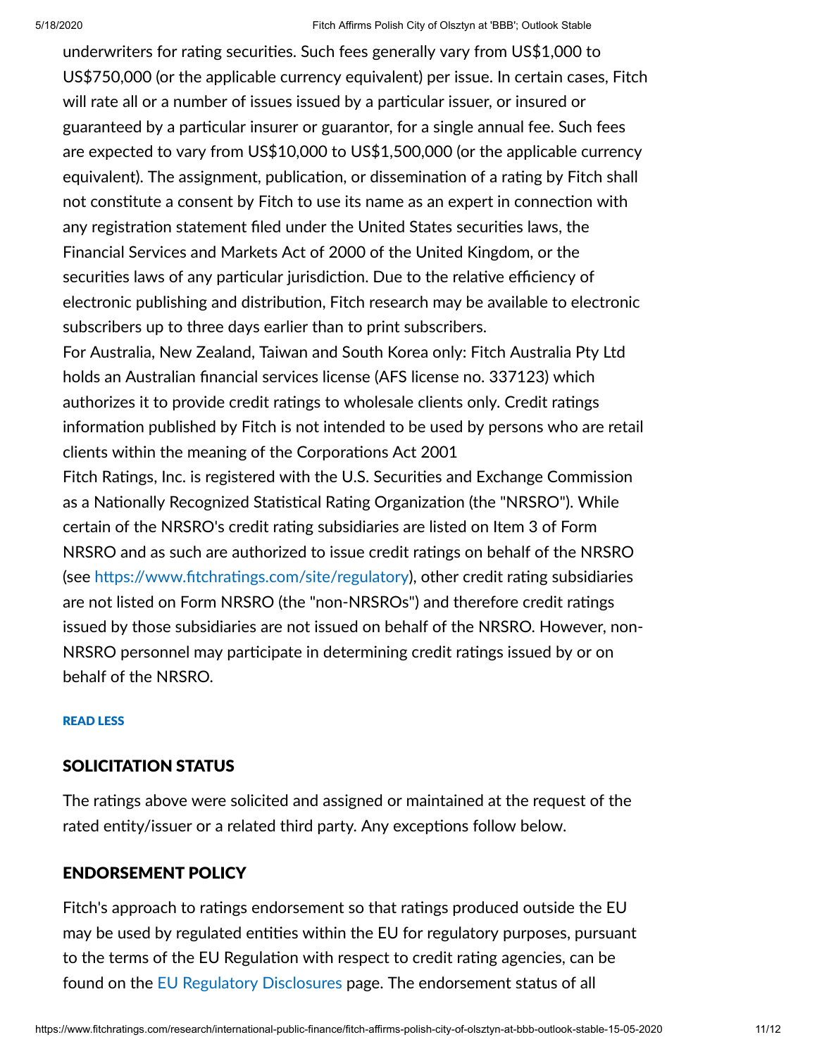underwriters for rating securities. Such fees generally vary from US$1,000 to US$750,000 (or the applicable currency equivalent) per issue. In certain cases, Fitch will rate all or a number of issues issued by a particular issuer, or insured or guaranteed by a particular insurer or guarantor, for a single annual fee. Such fees are expected to vary from US$10,000 to US$1,500,000 (or the applicable currency equivalent). The assignment, publication, or dissemination of a rating by Fitch shall not constitute a consent by Fitch to use its name as an expert in connection with any registration statement filed under the United States securities laws, the Financial Services and Markets Act of 2000 of the United Kingdom, or the securities laws of any particular jurisdiction. Due to the relative efficiency of electronic publishing and distribution, Fitch research may be available to electronic subscribers up to three days earlier than to print subscribers.

For Australia, New Zealand, Taiwan and South Korea only: Fitch Australia Pty Ltd holds an Australian financial services license (AFS license no. 337123) which authorizes it to provide credit ratings to wholesale clients only. Credit ratings information published by Fitch is not intended to be used by persons who are retail clients within the meaning of the Corporations Act 2001

Fitch Ratings, Inc. is registered with the U.S. Securities and Exchange Commission as a Nationally Recognized Statistical Rating Organization (the "NRSRO"). While certain of the NRSRO's credit rating subsidiaries are listed on Item 3 of Form NRSRO and as such are authorized to issue credit ratings on behalf of the NRSRO (see https://www.fitchratings.com/site/regulatory), other credit rating subsidiaries are not listed on Form NRSRO (the "non-NRSROs") and therefore credit ratings issued by those subsidiaries are not issued on behalf of the NRSRO. However, non-NRSRO personnel may participate in determining credit ratings issued by or on behalf of the NRSRO.

READ LESS

## SOLICITATION STATUS

The ratings above were solicited and assigned or maintained at the request of the rated entity/issuer or a related third party. Any exceptions follow below.

## ENDORSEMENT POLICY

Fitch's approach to ratings endorsement so that ratings produced outside the EU may be used by regulated entities within the EU for regulatory purposes, pursuant to the terms of the EU Regulation with respect to credit rating agencies, can be found on the EU Regulatory Disclosures page. The endorsement status of all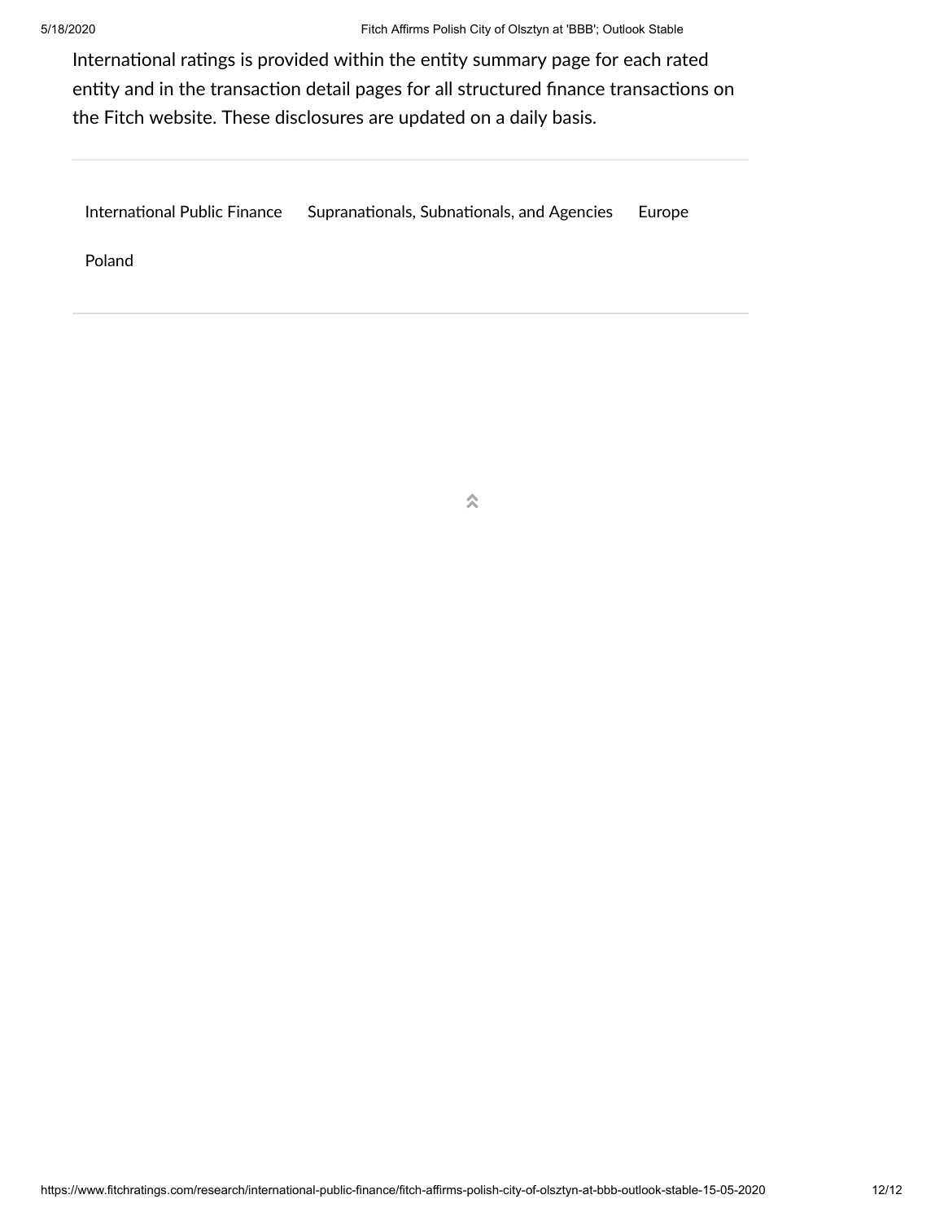International ratings is provided within the entity summary page for each rated entity and in the transaction detail pages for all structured finance transactions on the Fitch website. These disclosures are updated on a daily basis.

International Public Finance    Supranationals, Subnationals, and Agencies    Europe

Poland